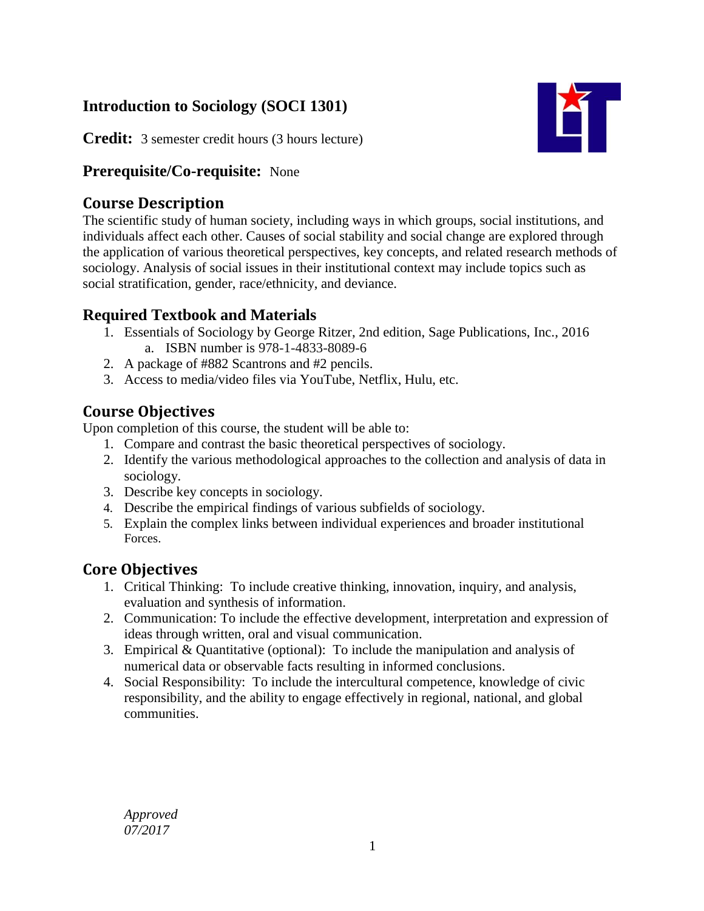# Introduction to Sociology (SOCI 1301)

**Credit:** 3 semester credit hours (3 hours lecture)

**Prerequisite/Co-requisite:** None

## Course Description

The scientific study of human society, including ways in which groups, social institutions, and individuals affect each other. Causes of social stability and social change are explored through the application of various theoretical perspectives, key concepts, and related research methods of sociology. Analysis of social issues in their institutional context may include topics such as social stratification, gender, race/ethnicity, and deviance.

## Required Textbook and Materials

1. Essentials of Sociology by George Ritzer, 2nd edition, Sage Publications, Inc., 2016
   a. ISBN number is 978-1-4833-8089-6
2. A package of #882 Scantrons and #2 pencils.
3. Access to media/video files via YouTube, Netflix, Hulu, etc.

## Course Objectives

Upon completion of this course, the student will be able to:

1. Compare and contrast the basic theoretical perspectives of sociology.
2. Identify the various methodological approaches to the collection and analysis of data in sociology.
3. Describe key concepts in sociology.
4. Describe the empirical findings of various subfields of sociology.
5. Explain the complex links between individual experiences and broader institutional Forces.

## Core Objectives

1. Critical Thinking: To include creative thinking, innovation, inquiry, and analysis, evaluation and synthesis of information.
2. Communication: To include the effective development, interpretation and expression of ideas through written, oral and visual communication.
3. Empirical & Quantitative (optional): To include the manipulation and analysis of numerical data or observable facts resulting in informed conclusions.
4. Social Responsibility: To include the intercultural competence, knowledge of civic responsibility, and the ability to engage effectively in regional, national, and global communities.

*Approved*
*07/2017*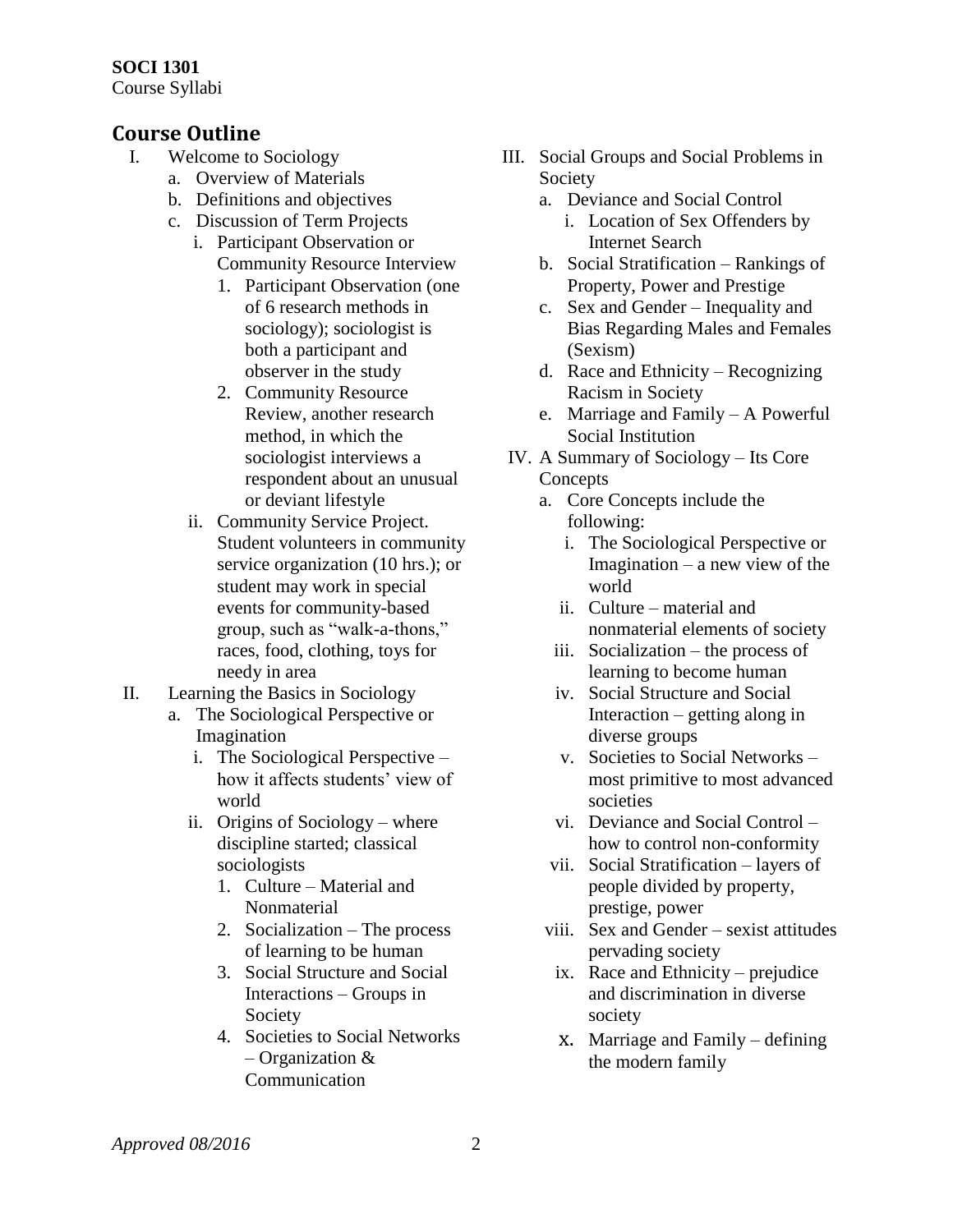**SOCI 1301**
Course Syllabi

## Course Outline

I. Welcome to Sociology
   a. Overview of Materials
   b. Definitions and objectives
   c. Discussion of Term Projects
      i. Participant Observation or Community Resource Interview
         1. Participant Observation (one of 6 research methods in sociology); sociologist is both a participant and observer in the study
         2. Community Resource Review, another research method, in which the sociologist interviews a respondent about an unusual or deviant lifestyle
      ii. Community Service Project. Student volunteers in community service organization (10 hrs.); or student may work in special events for community-based group, such as "walk-a-thons," races, food, clothing, toys for needy in area

II. Learning the Basics in Sociology
   a. The Sociological Perspective or Imagination
      i. The Sociological Perspective – how it affects students' view of world
      ii. Origins of Sociology – where discipline started; classical sociologists
         1. Culture – Material and Nonmaterial
         2. Socialization – The process of learning to be human
         3. Social Structure and Social Interactions – Groups in Society
         4. Societies to Social Networks – Organization & Communication

III. Social Groups and Social Problems in Society
   a. Deviance and Social Control
      i. Location of Sex Offenders by Internet Search
   b. Social Stratification – Rankings of Property, Power and Prestige
   c. Sex and Gender – Inequality and Bias Regarding Males and Females (Sexism)
   d. Race and Ethnicity – Recognizing Racism in Society
   e. Marriage and Family – A Powerful Social Institution

IV. A Summary of Sociology – Its Core Concepts
   a. Core Concepts include the following:
      i. The Sociological Perspective or Imagination – a new view of the world
      ii. Culture – material and nonmaterial elements of society
      iii. Socialization – the process of learning to become human
      iv. Social Structure and Social Interaction – getting along in diverse groups
      v. Societies to Social Networks – most primitive to most advanced societies
      vi. Deviance and Social Control – how to control non-conformity
      vii. Social Stratification – layers of people divided by property, prestige, power
      viii. Sex and Gender – sexist attitudes pervading society
      ix. Race and Ethnicity – prejudice and discrimination in diverse society
      x. Marriage and Family – defining the modern family

*Approved 08/2016*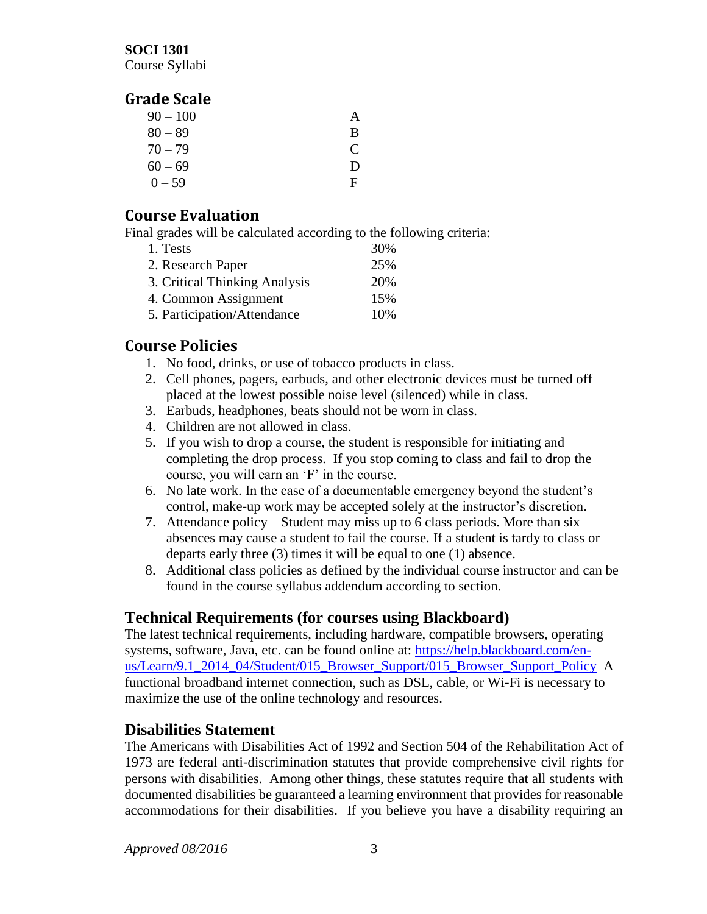## Grade Scale

| | |
|---|---|
| 90 – 100 | A |
| 80 – 89 | B |
| 70 – 79 | C |
| 60 – 69 | D |
| 0 – 59 | F |

## Course Evaluation

Final grades will be calculated according to the following criteria:

| | |
|---|---|
| 1. Tests | 30% |
| 2. Research Paper | 25% |
| 3. Critical Thinking Analysis | 20% |
| 4. Common Assignment | 15% |
| 5. Participation/Attendance | 10% |

## Course Policies

1. No food, drinks, or use of tobacco products in class.
2. Cell phones, pagers, earbuds, and other electronic devices must be turned off placed at the lowest possible noise level (silenced) while in class.
3. Earbuds, headphones, beats should not be worn in class.
4. Children are not allowed in class.
5. If you wish to drop a course, the student is responsible for initiating and completing the drop process. If you stop coming to class and fail to drop the course, you will earn an 'F' in the course.
6. No late work. In the case of a documentable emergency beyond the student's control, make-up work may be accepted solely at the instructor's discretion.
7. Attendance policy – Student may miss up to 6 class periods. More than six absences may cause a student to fail the course. If a student is tardy to class or departs early three (3) times it will be equal to one (1) absence.
8. Additional class policies as defined by the individual course instructor and can be found in the course syllabus addendum according to section.

## Technical Requirements (for courses using Blackboard)

The latest technical requirements, including hardware, compatible browsers, operating systems, software, Java, etc. can be found online at: [https://help.blackboard.com/en-us/Learn/9.1_2014_04/Student/015_Browser_Support/015_Browser_Support_Policy](https://help.blackboard.com/en-us/Learn/9.1_2014_04/Student/015_Browser_Support/015_Browser_Support_Policy) A functional broadband internet connection, such as DSL, cable, or Wi-Fi is necessary to maximize the use of the online technology and resources.

## Disabilities Statement

The Americans with Disabilities Act of 1992 and Section 504 of the Rehabilitation Act of 1973 are federal anti-discrimination statutes that provide comprehensive civil rights for persons with disabilities. Among other things, these statutes require that all students with documented disabilities be guaranteed a learning environment that provides for reasonable accommodations for their disabilities. If you believe you have a disability requiring an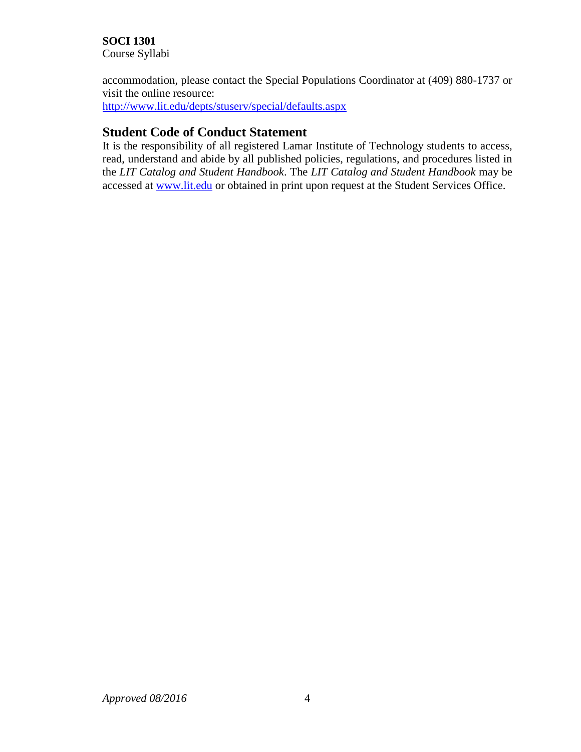accommodation, please contact the Special Populations Coordinator at (409) 880-1737 or visit the online resource:
http://www.lit.edu/depts/stuserv/special/defaults.aspx

## Student Code of Conduct Statement

It is the responsibility of all registered Lamar Institute of Technology students to access, read, understand and abide by all published policies, regulations, and procedures listed in the *LIT Catalog and Student Handbook*. The *LIT Catalog and Student Handbook* may be accessed at www.lit.edu or obtained in print upon request at the Student Services Office.